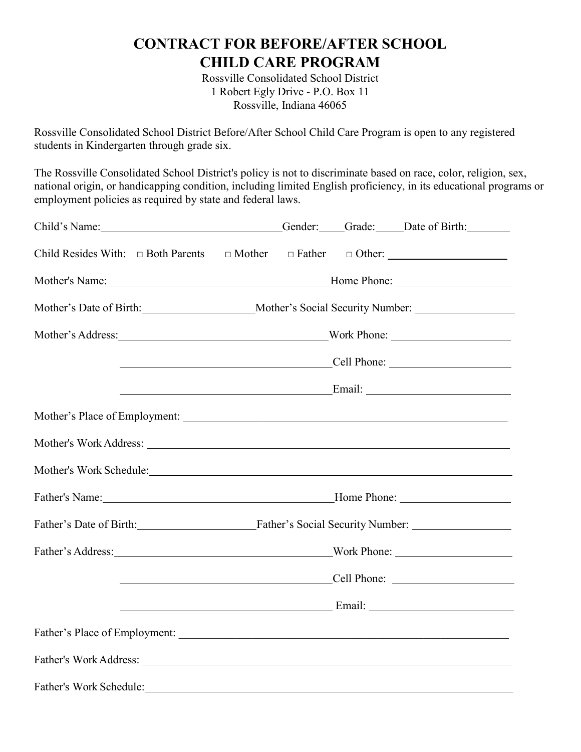# CONTRACT FOR BEFORE/AFTER SCHOOL CHILD CARE PROGRAM

Rossville Consolidated School District
1 Robert Egly Drive - P.O. Box 11
Rossville, Indiana 46065

Rossville Consolidated School District Before/After School Child Care Program is open to any registered students in Kindergarten through grade six.

The Rossville Consolidated School District's policy is not to discriminate based on race, color, religion, sex, national origin, or handicapping condition, including limited English proficiency, in its educational programs or employment policies as required by state and federal laws.

Child's Name:\_\_\_\_\_\_\_\_\_\_\_\_\_\_\_\_\_\_\_\_\_\_\_\_\_\_\_\_\_\_ Gender:\_\_\_\_ Grade:\_\_\_\_ Date of Birth:\_\_\_\_\_\_\_\_

Child Resides With: □ Both Parents □ Mother □ Father □ Other: \_\_\_\_\_\_\_\_\_\_\_\_\_\_\_\_\_\_\_\_

Mother's Name:\_\_\_\_\_\_\_\_\_\_\_\_\_\_\_\_\_\_\_\_\_\_\_\_\_\_\_\_\_\_\_\_\_\_\_\_\_\_\_\_ Home Phone: \_\_\_\_\_\_\_\_\_\_\_\_\_\_\_\_\_\_\_\_

Mother's Date of Birth:\_\_\_\_\_\_\_\_\_\_\_\_\_\_\_\_\_\_\_\_ Mother's Social Security Number: \_\_\_\_\_\_\_\_\_\_\_\_\_\_\_\_\_\_

Mother's Address:\_\_\_\_\_\_\_\_\_\_\_\_\_\_\_\_\_\_\_\_\_\_\_\_\_\_\_\_\_\_\_\_\_\_\_\_\_\_ Work Phone: \_\_\_\_\_\_\_\_\_\_\_\_\_\_\_\_\_\_\_\_

\_\_\_\_\_\_\_\_\_\_\_\_\_\_\_\_\_\_\_\_\_\_\_\_\_\_\_\_\_\_\_\_\_\_\_\_\_\_ Cell Phone: \_\_\_\_\_\_\_\_\_\_\_\_\_\_\_\_\_\_\_\_

\_\_\_\_\_\_\_\_\_\_\_\_\_\_\_\_\_\_\_\_\_\_\_\_\_\_\_\_\_\_\_\_\_\_\_\_\_\_ Email: \_\_\_\_\_\_\_\_\_\_\_\_\_\_\_\_\_\_\_\_\_\_\_\_

Mother's Place of Employment: \_\_\_\_\_\_\_\_\_\_\_\_\_\_\_\_\_\_\_\_\_\_\_\_\_\_\_\_\_\_\_\_\_\_\_\_\_\_\_\_\_\_\_\_\_\_\_\_\_\_\_\_\_\_\_\_

Mother's Work Address: \_\_\_\_\_\_\_\_\_\_\_\_\_\_\_\_\_\_\_\_\_\_\_\_\_\_\_\_\_\_\_\_\_\_\_\_\_\_\_\_\_\_\_\_\_\_\_\_\_\_\_\_\_\_\_\_\_\_\_\_

Mother's Work Schedule:\_\_\_\_\_\_\_\_\_\_\_\_\_\_\_\_\_\_\_\_\_\_\_\_\_\_\_\_\_\_\_\_\_\_\_\_\_\_\_\_\_\_\_\_\_\_\_\_\_\_\_\_\_\_\_\_\_\_\_\_

Father's Name:\_\_\_\_\_\_\_\_\_\_\_\_\_\_\_\_\_\_\_\_\_\_\_\_\_\_\_\_\_\_\_\_\_\_\_\_\_\_\_\_ Home Phone: \_\_\_\_\_\_\_\_\_\_\_\_\_\_\_\_\_\_\_\_

Father's Date of Birth:\_\_\_\_\_\_\_\_\_\_\_\_\_\_\_\_\_\_\_\_ Father's Social Security Number: \_\_\_\_\_\_\_\_\_\_\_\_\_\_\_\_\_\_

Father's Address:\_\_\_\_\_\_\_\_\_\_\_\_\_\_\_\_\_\_\_\_\_\_\_\_\_\_\_\_\_\_\_\_\_\_\_\_\_\_ Work Phone: \_\_\_\_\_\_\_\_\_\_\_\_\_\_\_\_\_\_\_\_

\_\_\_\_\_\_\_\_\_\_\_\_\_\_\_\_\_\_\_\_\_\_\_\_\_\_\_\_\_\_\_\_\_\_\_\_\_\_ Cell Phone: \_\_\_\_\_\_\_\_\_\_\_\_\_\_\_\_\_\_\_\_

\_\_\_\_\_\_\_\_\_\_\_\_\_\_\_\_\_\_\_\_\_\_\_\_\_\_\_\_\_\_\_\_\_\_\_\_\_\_ Email: \_\_\_\_\_\_\_\_\_\_\_\_\_\_\_\_\_\_\_\_\_\_\_\_

Father's Place of Employment: \_\_\_\_\_\_\_\_\_\_\_\_\_\_\_\_\_\_\_\_\_\_\_\_\_\_\_\_\_\_\_\_\_\_\_\_\_\_\_\_\_\_\_\_\_\_\_\_\_\_\_\_\_\_\_\_

Father's Work Address: \_\_\_\_\_\_\_\_\_\_\_\_\_\_\_\_\_\_\_\_\_\_\_\_\_\_\_\_\_\_\_\_\_\_\_\_\_\_\_\_\_\_\_\_\_\_\_\_\_\_\_\_\_\_\_\_\_\_\_\_

Father's Work Schedule:\_\_\_\_\_\_\_\_\_\_\_\_\_\_\_\_\_\_\_\_\_\_\_\_\_\_\_\_\_\_\_\_\_\_\_\_\_\_\_\_\_\_\_\_\_\_\_\_\_\_\_\_\_\_\_\_\_\_\_\_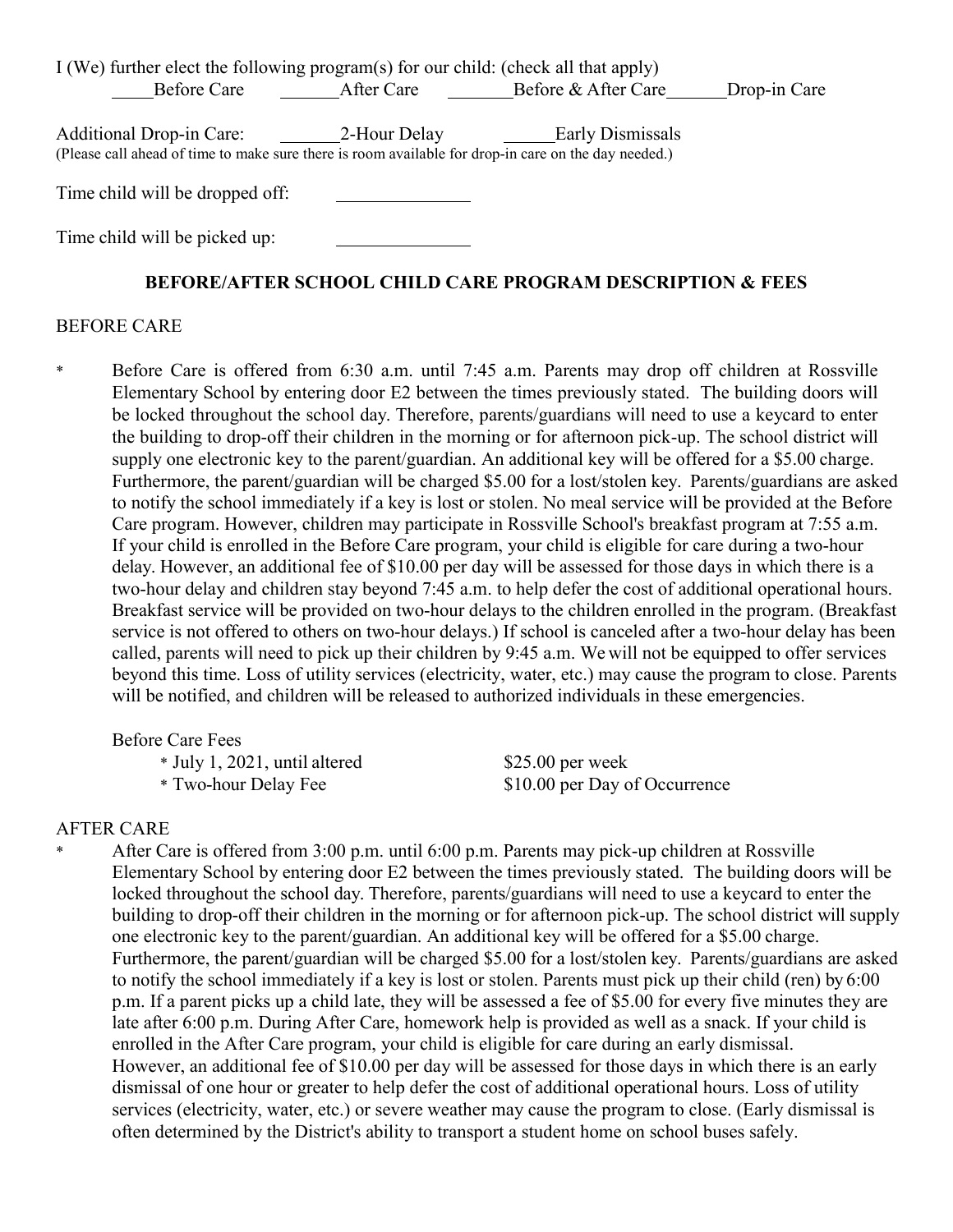I (We) further elect the following program(s) for our child: (check all that apply)

_____Before Care _______After Care _______Before & After Care_______Drop-in Care

Additional Drop-in Care: _______2-Hour Delay ______Early Dismissals

(Please call ahead of time to make sure there is room available for drop-in care on the day needed.)

Time child will be dropped off: ______________

Time child will be picked up: ______________

## BEFORE/AFTER SCHOOL CHILD CARE PROGRAM DESCRIPTION & FEES

BEFORE CARE

* Before Care is offered from 6:30 a.m. until 7:45 a.m. Parents may drop off children at Rossville Elementary School by entering door E2 between the times previously stated. The building doors will be locked throughout the school day. Therefore, parents/guardians will need to use a keycard to enter the building to drop-off their children in the morning or for afternoon pick-up. The school district will supply one electronic key to the parent/guardian. An additional key will be offered for a $5.00 charge. Furthermore, the parent/guardian will be charged $5.00 for a lost/stolen key. Parents/guardians are asked to notify the school immediately if a key is lost or stolen. No meal service will be provided at the Before Care program. However, children may participate in Rossville School's breakfast program at 7:55 a.m. If your child is enrolled in the Before Care program, your child is eligible for care during a two-hour delay. However, an additional fee of $10.00 per day will be assessed for those days in which there is a two-hour delay and children stay beyond 7:45 a.m. to help defer the cost of additional operational hours. Breakfast service will be provided on two-hour delays to the children enrolled in the program. (Breakfast service is not offered to others on two-hour delays.) If school is canceled after a two-hour delay has been called, parents will need to pick up their children by 9:45 a.m. We will not be equipped to offer services beyond this time. Loss of utility services (electricity, water, etc.) may cause the program to close. Parents will be notified, and children will be released to authorized individuals in these emergencies.

Before Care Fees

* July 1, 2021, until altered — $25.00 per week
* Two-hour Delay Fee — $10.00 per Day of Occurrence

AFTER CARE

* After Care is offered from 3:00 p.m. until 6:00 p.m. Parents may pick-up children at Rossville Elementary School by entering door E2 between the times previously stated. The building doors will be locked throughout the school day. Therefore, parents/guardians will need to use a keycard to enter the building to drop-off their children in the morning or for afternoon pick-up. The school district will supply one electronic key to the parent/guardian. An additional key will be offered for a $5.00 charge. Furthermore, the parent/guardian will be charged $5.00 for a lost/stolen key. Parents/guardians are asked to notify the school immediately if a key is lost or stolen. Parents must pick up their child (ren) by 6:00 p.m. If a parent picks up a child late, they will be assessed a fee of $5.00 for every five minutes they are late after 6:00 p.m. During After Care, homework help is provided as well as a snack. If your child is enrolled in the After Care program, your child is eligible for care during an early dismissal. However, an additional fee of $10.00 per day will be assessed for those days in which there is an early dismissal of one hour or greater to help defer the cost of additional operational hours. Loss of utility services (electricity, water, etc.) or severe weather may cause the program to close. (Early dismissal is often determined by the District's ability to transport a student home on school buses safely.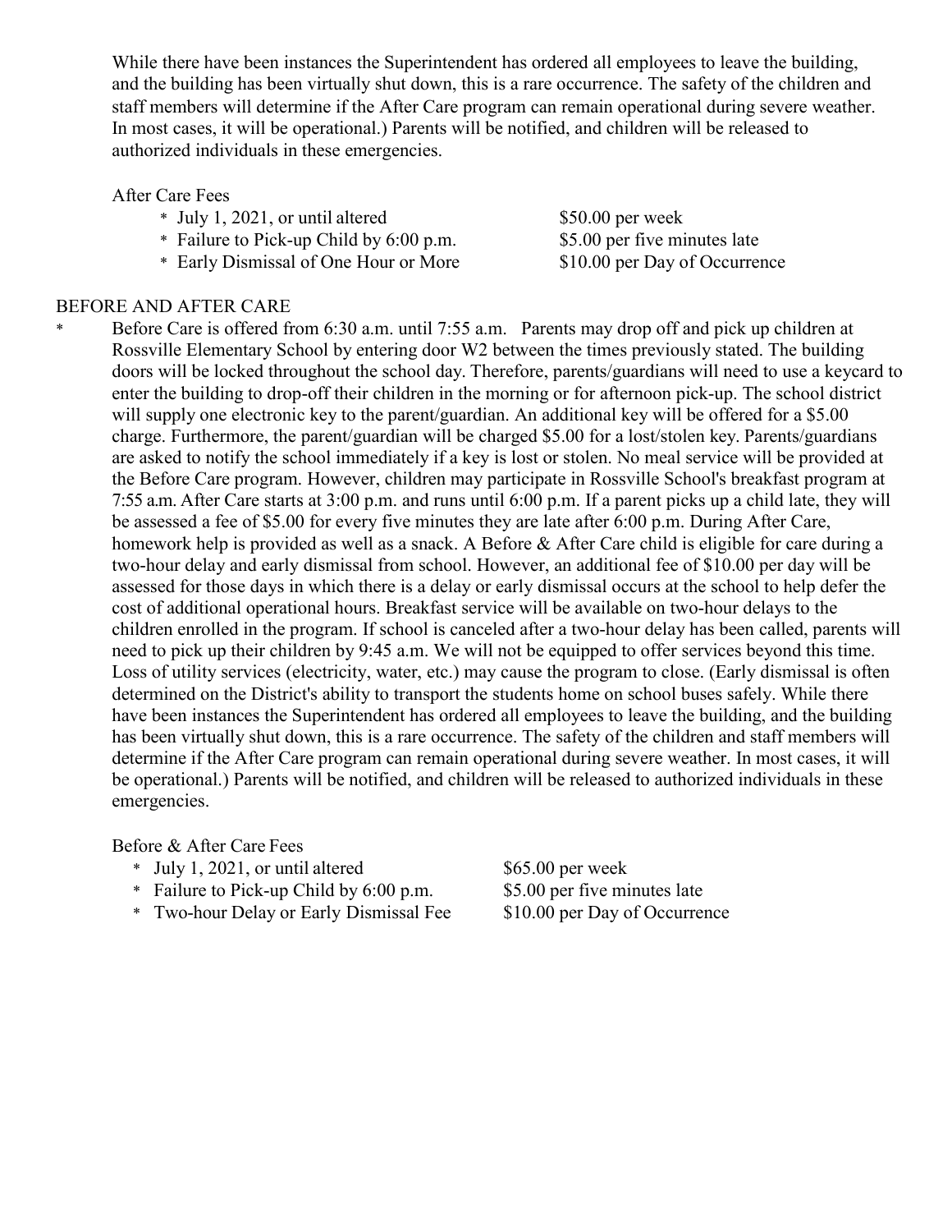While there have been instances the Superintendent has ordered all employees to leave the building, and the building has been virtually shut down, this is a rare occurrence. The safety of the children and staff members will determine if the After Care program can remain operational during severe weather. In most cases, it will be operational.) Parents will be notified, and children will be released to authorized individuals in these emergencies.

After Care Fees

| | |
|---|---|
| * July 1, 2021, or until altered | $50.00 per week |
| * Failure to Pick-up Child by 6:00 p.m. | $5.00 per five minutes late |
| * Early Dismissal of One Hour or More | $10.00 per Day of Occurrence |

BEFORE AND AFTER CARE

* Before Care is offered from 6:30 a.m. until 7:55 a.m. Parents may drop off and pick up children at Rossville Elementary School by entering door W2 between the times previously stated. The building doors will be locked throughout the school day. Therefore, parents/guardians will need to use a keycard to enter the building to drop-off their children in the morning or for afternoon pick-up. The school district will supply one electronic key to the parent/guardian. An additional key will be offered for a $5.00 charge. Furthermore, the parent/guardian will be charged $5.00 for a lost/stolen key. Parents/guardians are asked to notify the school immediately if a key is lost or stolen. No meal service will be provided at the Before Care program. However, children may participate in Rossville School's breakfast program at 7:55 a.m. After Care starts at 3:00 p.m. and runs until 6:00 p.m. If a parent picks up a child late, they will be assessed a fee of $5.00 for every five minutes they are late after 6:00 p.m. During After Care, homework help is provided as well as a snack. A Before & After Care child is eligible for care during a two-hour delay and early dismissal from school. However, an additional fee of $10.00 per day will be assessed for those days in which there is a delay or early dismissal occurs at the school to help defer the cost of additional operational hours. Breakfast service will be available on two-hour delays to the children enrolled in the program. If school is canceled after a two-hour delay has been called, parents will need to pick up their children by 9:45 a.m. We will not be equipped to offer services beyond this time. Loss of utility services (electricity, water, etc.) may cause the program to close. (Early dismissal is often determined on the District's ability to transport the students home on school buses safely. While there have been instances the Superintendent has ordered all employees to leave the building, and the building has been virtually shut down, this is a rare occurrence. The safety of the children and staff members will determine if the After Care program can remain operational during severe weather. In most cases, it will be operational.) Parents will be notified, and children will be released to authorized individuals in these emergencies.

Before & After Care Fees

| | |
|---|---|
| * July 1, 2021, or until altered | $65.00 per week |
| * Failure to Pick-up Child by 6:00 p.m. | $5.00 per five minutes late |
| * Two-hour Delay or Early Dismissal Fee | $10.00 per Day of Occurrence |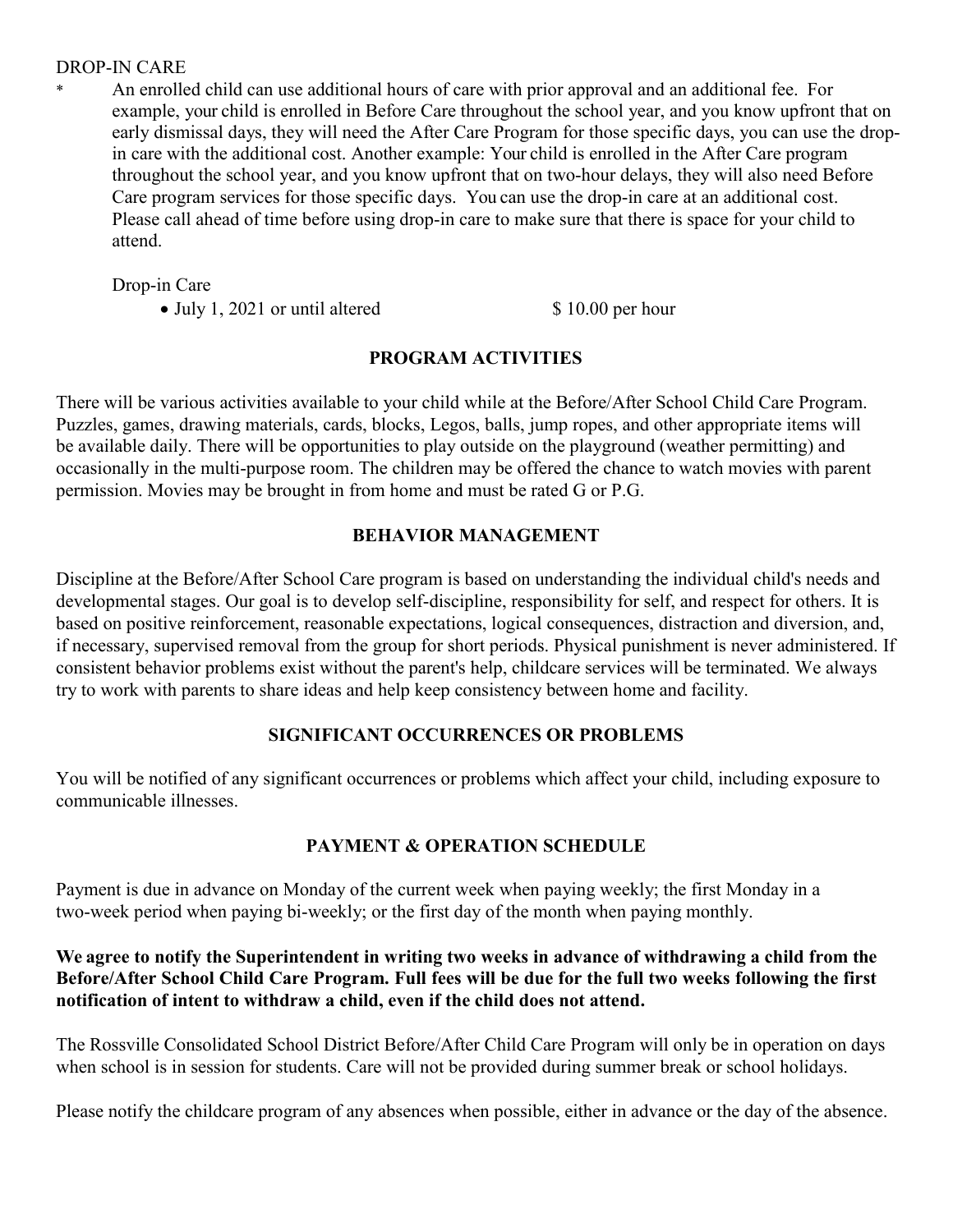DROP-IN CARE

* An enrolled child can use additional hours of care with prior approval and an additional fee. For example, your child is enrolled in Before Care throughout the school year, and you know upfront that on early dismissal days, they will need the After Care Program for those specific days, you can use the drop-in care with the additional cost. Another example: Your child is enrolled in the After Care program throughout the school year, and you know upfront that on two-hour delays, they will also need Before Care program services for those specific days. You can use the drop-in care at an additional cost. Please call ahead of time before using drop-in care to make sure that there is space for your child to attend.

Drop-in Care

- July 1, 2021 or until altered $ 10.00 per hour

## PROGRAM ACTIVITIES

There will be various activities available to your child while at the Before/After School Child Care Program. Puzzles, games, drawing materials, cards, blocks, Legos, balls, jump ropes, and other appropriate items will be available daily. There will be opportunities to play outside on the playground (weather permitting) and occasionally in the multi-purpose room. The children may be offered the chance to watch movies with parent permission. Movies may be brought in from home and must be rated G or P.G.

## BEHAVIOR MANAGEMENT

Discipline at the Before/After School Care program is based on understanding the individual child's needs and developmental stages. Our goal is to develop self-discipline, responsibility for self, and respect for others. It is based on positive reinforcement, reasonable expectations, logical consequences, distraction and diversion, and, if necessary, supervised removal from the group for short periods. Physical punishment is never administered. If consistent behavior problems exist without the parent's help, childcare services will be terminated. We always try to work with parents to share ideas and help keep consistency between home and facility.

## SIGNIFICANT OCCURRENCES OR PROBLEMS

You will be notified of any significant occurrences or problems which affect your child, including exposure to communicable illnesses.

## PAYMENT & OPERATION SCHEDULE

Payment is due in advance on Monday of the current week when paying weekly; the first Monday in a two-week period when paying bi-weekly; or the first day of the month when paying monthly.

**We agree to notify the Superintendent in writing two weeks in advance of withdrawing a child from the Before/After School Child Care Program. Full fees will be due for the full two weeks following the first notification of intent to withdraw a child, even if the child does not attend.**

The Rossville Consolidated School District Before/After Child Care Program will only be in operation on days when school is in session for students. Care will not be provided during summer break or school holidays.

Please notify the childcare program of any absences when possible, either in advance or the day of the absence.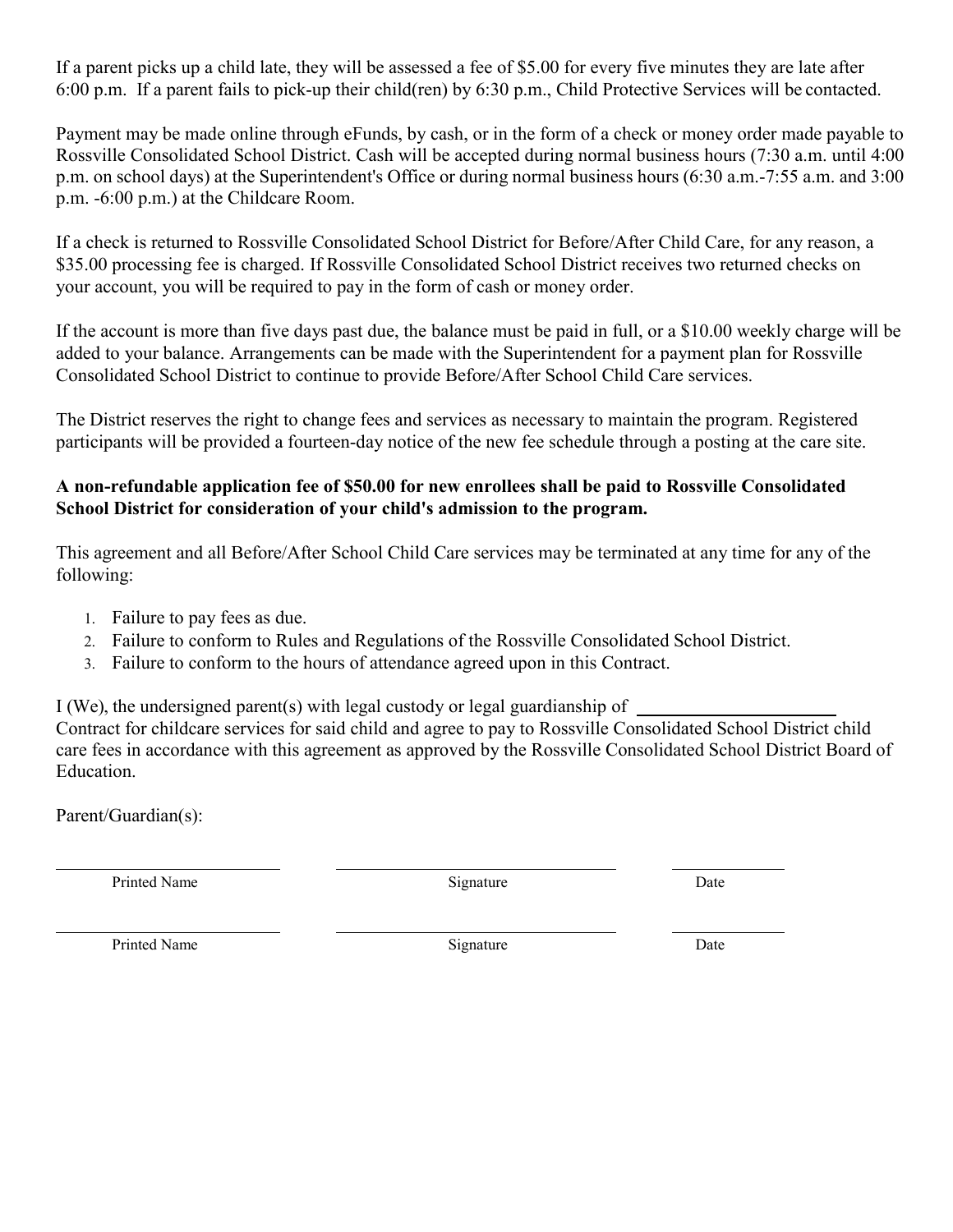If a parent picks up a child late, they will be assessed a fee of $5.00 for every five minutes they are late after 6:00 p.m. If a parent fails to pick-up their child(ren) by 6:30 p.m., Child Protective Services will be contacted.

Payment may be made online through eFunds, by cash, or in the form of a check or money order made payable to Rossville Consolidated School District. Cash will be accepted during normal business hours (7:30 a.m. until 4:00 p.m. on school days) at the Superintendent's Office or during normal business hours (6:30 a.m.-7:55 a.m. and 3:00 p.m. -6:00 p.m.) at the Childcare Room.

If a check is returned to Rossville Consolidated School District for Before/After Child Care, for any reason, a $35.00 processing fee is charged. If Rossville Consolidated School District receives two returned checks on your account, you will be required to pay in the form of cash or money order.

If the account is more than five days past due, the balance must be paid in full, or a $10.00 weekly charge will be added to your balance. Arrangements can be made with the Superintendent for a payment plan for Rossville Consolidated School District to continue to provide Before/After School Child Care services.

The District reserves the right to change fees and services as necessary to maintain the program. Registered participants will be provided a fourteen-day notice of the new fee schedule through a posting at the care site.

**A non-refundable application fee of $50.00 for new enrollees shall be paid to Rossville Consolidated School District for consideration of your child's admission to the program.**

This agreement and all Before/After School Child Care services may be terminated at any time for any of the following:

1. Failure to pay fees as due.
2. Failure to conform to Rules and Regulations of the Rossville Consolidated School District.
3. Failure to conform to the hours of attendance agreed upon in this Contract.

I (We), the undersigned parent(s) with legal custody or legal guardianship of ______________________ Contract for childcare services for said child and agree to pay to Rossville Consolidated School District child care fees in accordance with this agreement as approved by the Rossville Consolidated School District Board of Education.

Parent/Guardian(s):

| Printed Name | Signature | Date |
|---|---|---|
| ______________________ | ______________________ | __________ |
| ______________________ | ______________________ | __________ |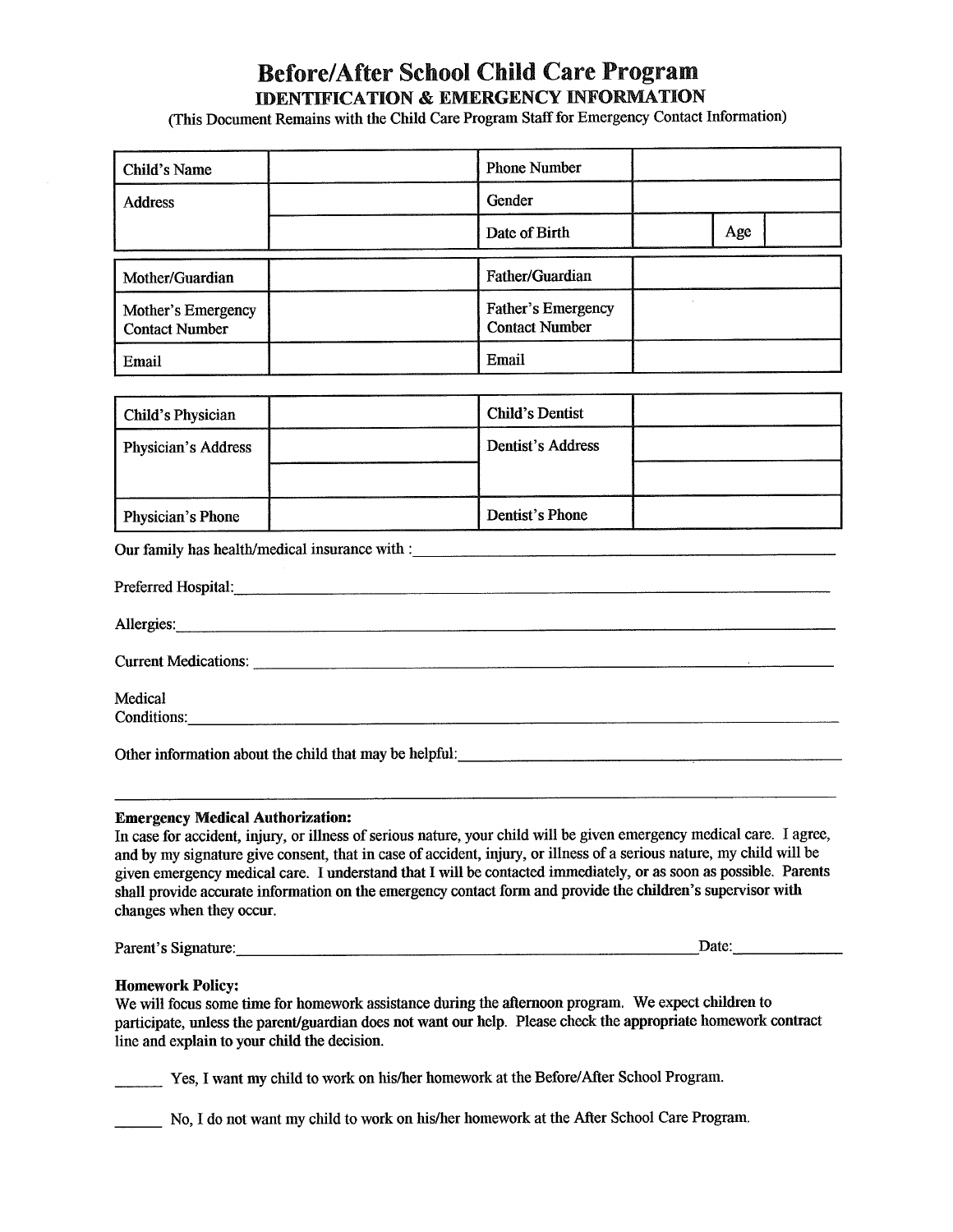# Before/After School Child Care Program

## IDENTIFICATION & EMERGENCY INFORMATION

(This Document Remains with the Child Care Program Staff for Emergency Contact Information)

| Child's Name | | Phone Number | | | |
|---|---|---|---|---|---|
| Address | | Gender | | | |
| | | Date of Birth | | Age | |

| Mother/Guardian | | Father/Guardian | |
|---|---|---|---|
| Mother's Emergency Contact Number | | Father's Emergency Contact Number | |
| Email | | Email | |

| Child's Physician | | Child's Dentist | |
|---|---|---|---|
| Physician's Address | | Dentist's Address | |
| | | | |
| Physician's Phone | | Dentist's Phone | |

Our family has health/medical insurance with :\_\_\_\_\_\_\_\_\_\_\_\_\_\_\_\_\_\_\_\_\_\_\_\_\_\_\_\_\_\_

Preferred Hospital:\_\_\_\_\_\_\_\_\_\_\_\_\_\_\_\_\_\_\_\_\_\_\_\_\_\_\_\_\_\_\_\_\_\_\_\_\_\_\_\_

Allergies:\_\_\_\_\_\_\_\_\_\_\_\_\_\_\_\_\_\_\_\_\_\_\_\_\_\_\_\_\_\_\_\_\_\_\_\_\_\_\_\_\_\_\_\_\_\_

Current Medications: \_\_\_\_\_\_\_\_\_\_\_\_\_\_\_\_\_\_\_\_\_\_\_\_\_\_\_\_\_\_\_\_\_\_\_\_\_\_\_\_

Medical Conditions:\_\_\_\_\_\_\_\_\_\_\_\_\_\_\_\_\_\_\_\_\_\_\_\_\_\_\_\_\_\_\_\_\_\_\_\_\_\_\_\_

Other information about the child that may be helpful:\_\_\_\_\_\_\_\_\_\_\_\_\_\_\_\_\_\_\_\_\_\_\_\_\_\_\_\_\_\_

\_\_\_\_\_\_\_\_\_\_\_\_\_\_\_\_\_\_\_\_\_\_\_\_\_\_\_\_\_\_\_\_\_\_\_\_\_\_\_\_\_\_\_\_\_\_\_\_\_\_\_\_\_\_\_\_\_\_\_\_

**Emergency Medical Authorization:**
In case for accident, injury, or illness of serious nature, your child will be given emergency medical care. I agree, and by my signature give consent, that in case of accident, injury, or illness of a serious nature, my child will be given emergency medical care. I understand that I will be contacted immediately, or as soon as possible. Parents shall provide accurate information on the emergency contact form and provide the children's supervisor with changes when they occur.

Parent's Signature:\_\_\_\_\_\_\_\_\_\_\_\_\_\_\_\_\_\_\_\_\_\_\_\_\_\_\_\_\_\_\_\_\_\_\_\_\_\_\_\_Date:\_\_\_\_\_\_\_\_\_\_

**Homework Policy:**
We will focus some time for homework assistance during the afternoon program. We expect children to participate, unless the parent/guardian does not want our help. Please check the appropriate homework contract line and explain to your child the decision.

\_\_\_\_\_\_ Yes, I want my child to work on his/her homework at the Before/After School Program.

\_\_\_\_\_\_ No, I do not want my child to work on his/her homework at the After School Care Program.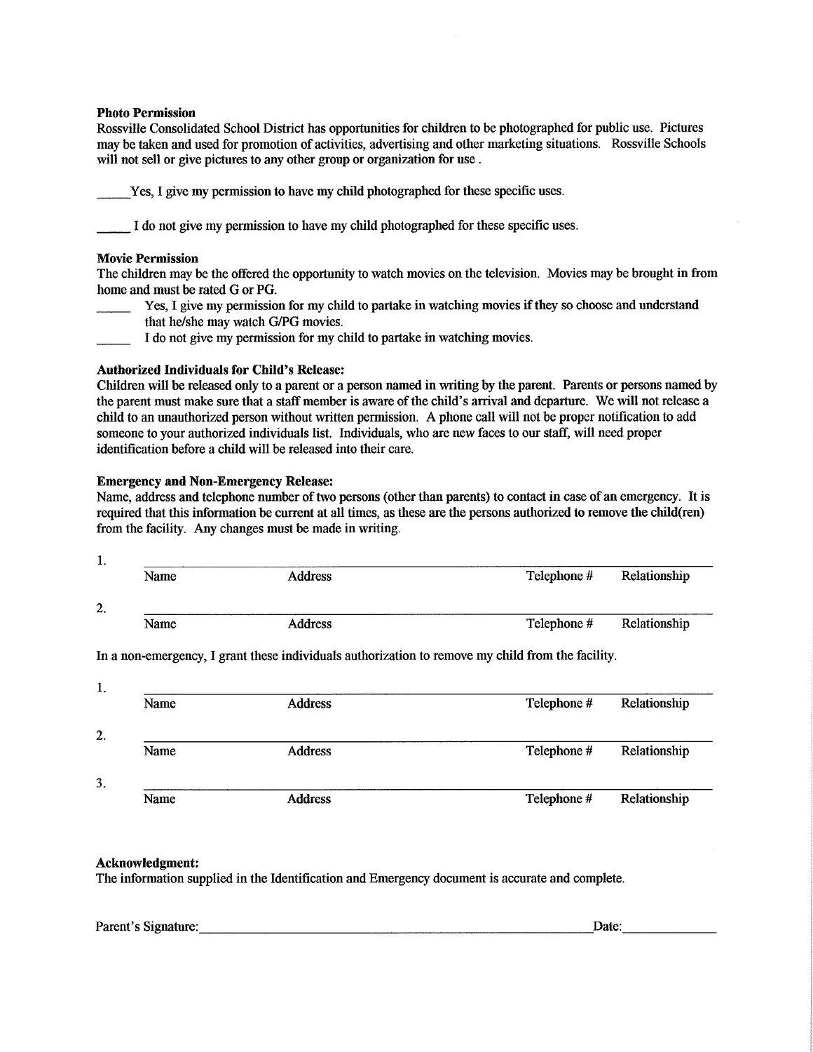**Photo Permission**

Rossville Consolidated School District has opportunities for children to be photographed for public use. Pictures may be taken and used for promotion of activities, advertising and other marketing situations. Rossville Schools will not sell or give pictures to any other group or organization for use .

_____Yes, I give my permission to have my child photographed for these specific uses.

_____ I do not give my permission to have my child photographed for these specific uses.

**Movie Permission**

The children may be the offered the opportunity to watch movies on the television. Movies may be brought in from home and must be rated G or PG.

_____ Yes, I give my permission for my child to partake in watching movies if they so choose and understand that he/she may watch G/PG movies.

_____ I do not give my permission for my child to partake in watching movies.

**Authorized Individuals for Child's Release:**

Children will be released only to a parent or a person named in writing by the parent. Parents or persons named by the parent must make sure that a staff member is aware of the child's arrival and departure. We will not release a child to an unauthorized person without written permission. A phone call will not be proper notification to add someone to your authorized individuals list. Individuals, who are new faces to our staff, will need proper identification before a child will be released into their care.

**Emergency and Non-Emergency Release:**

Name, address and telephone number of two persons (other than parents) to contact in case of an emergency. It is required that this information be current at all times, as these are the persons authorized to remove the child(ren) from the facility. Any changes must be made in writing.

1. ______________________________________________________________________

   Name Address Telephone # Relationship

2. ______________________________________________________________________

   Name Address Telephone # Relationship

In a non-emergency, I grant these individuals authorization to remove my child from the facility.

1. ______________________________________________________________________

   Name Address Telephone # Relationship

2. ______________________________________________________________________

   Name Address Telephone # Relationship

3. ______________________________________________________________________

   Name Address Telephone # Relationship

**Acknowledgment:**

The information supplied in the Identification and Emergency document is accurate and complete.

Parent's Signature:________________________________________________________Date:_____________